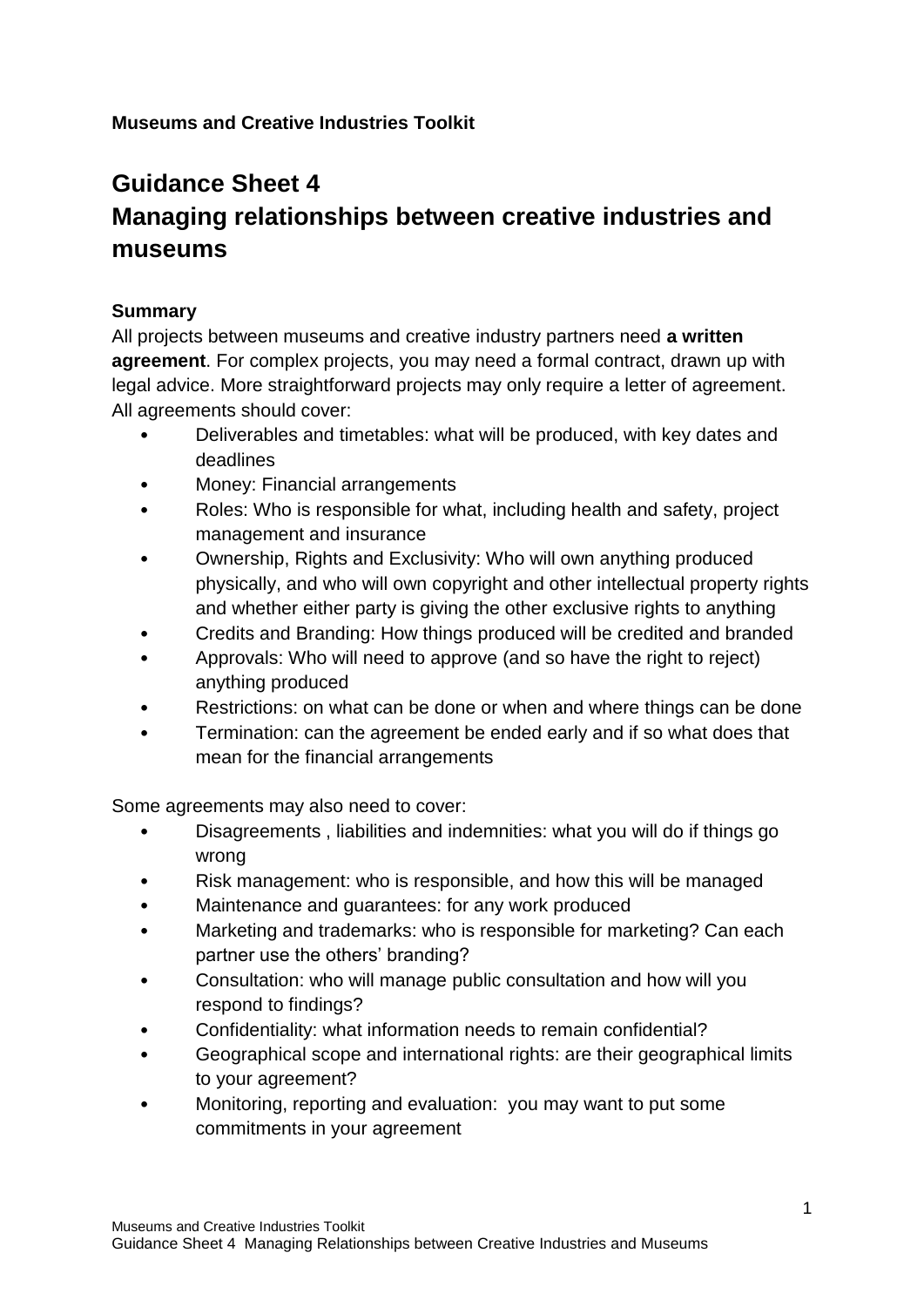**Museums and Creative Industries Toolkit**

# Guidance Sheet 4
# Managing relationships between creative industries and museums

### Summary

All projects between museums and creative industry partners need **a written agreement**. For complex projects, you may need a formal contract, drawn up with legal advice. More straightforward projects may only require a letter of agreement. All agreements should cover:

- Deliverables and timetables: what will be produced, with key dates and deadlines
- Money: Financial arrangements
- Roles: Who is responsible for what, including health and safety, project management and insurance
- Ownership, Rights and Exclusivity: Who will own anything produced physically, and who will own copyright and other intellectual property rights and whether either party is giving the other exclusive rights to anything
- Credits and Branding: How things produced will be credited and branded
- Approvals: Who will need to approve (and so have the right to reject) anything produced
- Restrictions: on what can be done or when and where things can be done
- Termination: can the agreement be ended early and if so what does that mean for the financial arrangements

Some agreements may also need to cover:

- Disagreements , liabilities and indemnities: what you will do if things go wrong
- Risk management: who is responsible, and how this will be managed
- Maintenance and guarantees: for any work produced
- Marketing and trademarks: who is responsible for marketing? Can each partner use the others' branding?
- Consultation: who will manage public consultation and how will you respond to findings?
- Confidentiality: what information needs to remain confidential?
- Geographical scope and international rights: are their geographical limits to your agreement?
- Monitoring, reporting and evaluation: you may want to put some commitments in your agreement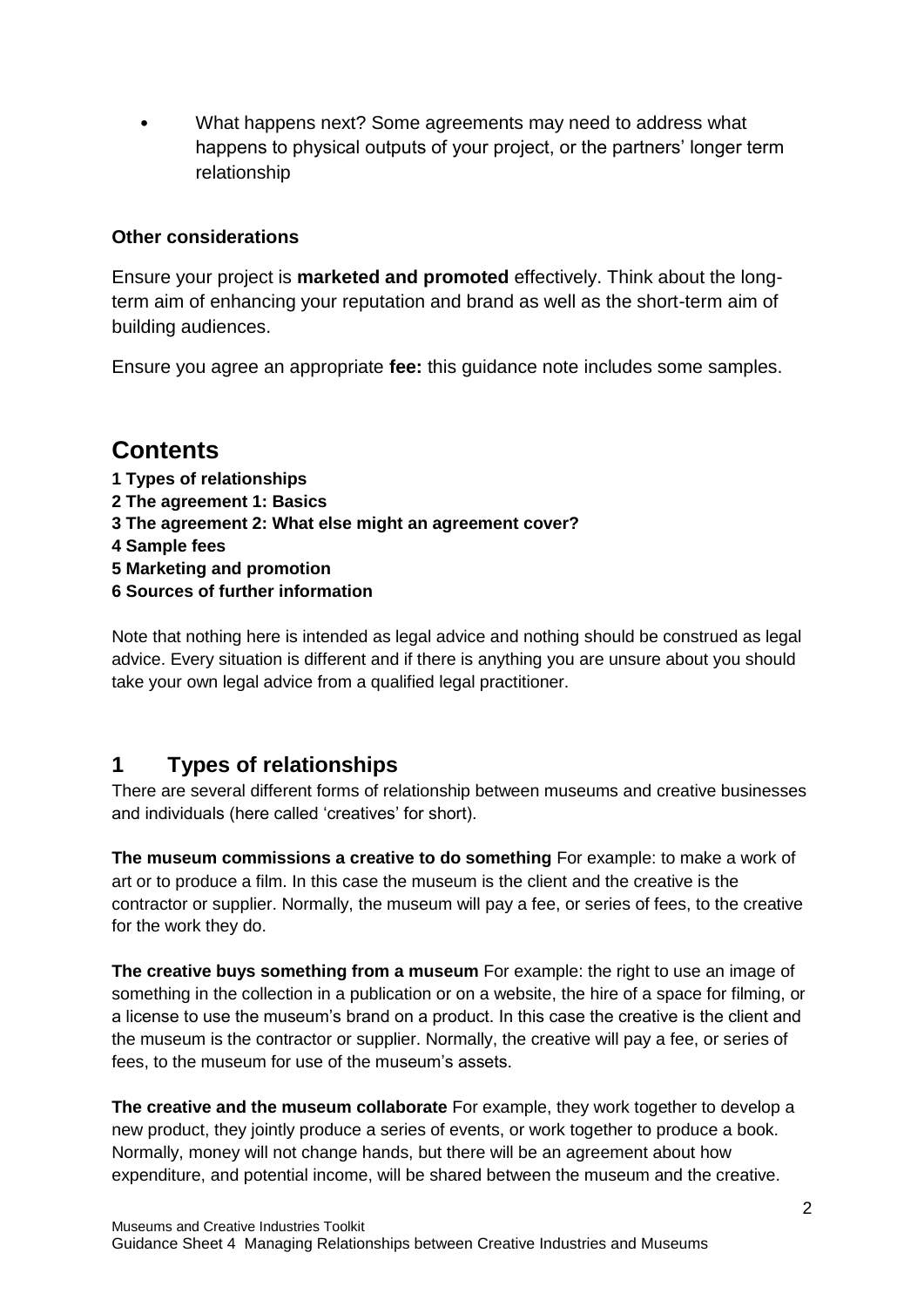- What happens next? Some agreements may need to address what happens to physical outputs of your project, or the partners' longer term relationship

**Other considerations**

Ensure your project is **marketed and promoted** effectively. Think about the long-term aim of enhancing your reputation and brand as well as the short-term aim of building audiences.

Ensure you agree an appropriate **fee:** this guidance note includes some samples.

# Contents

**1 Types of relationships**
**2 The agreement 1: Basics**
**3 The agreement 2: What else might an agreement cover?**
**4 Sample fees**
**5 Marketing and promotion**
**6 Sources of further information**

Note that nothing here is intended as legal advice and nothing should be construed as legal advice. Every situation is different and if there is anything you are unsure about you should take your own legal advice from a qualified legal practitioner.

## 1 Types of relationships

There are several different forms of relationship between museums and creative businesses and individuals (here called 'creatives' for short).

**The museum commissions a creative to do something** For example: to make a work of art or to produce a film. In this case the museum is the client and the creative is the contractor or supplier. Normally, the museum will pay a fee, or series of fees, to the creative for the work they do.

**The creative buys something from a museum** For example: the right to use an image of something in the collection in a publication or on a website, the hire of a space for filming, or a license to use the museum's brand on a product. In this case the creative is the client and the museum is the contractor or supplier. Normally, the creative will pay a fee, or series of fees, to the museum for use of the museum's assets.

**The creative and the museum collaborate** For example, they work together to develop a new product, they jointly produce a series of events, or work together to produce a book. Normally, money will not change hands, but there will be an agreement about how expenditure, and potential income, will be shared between the museum and the creative.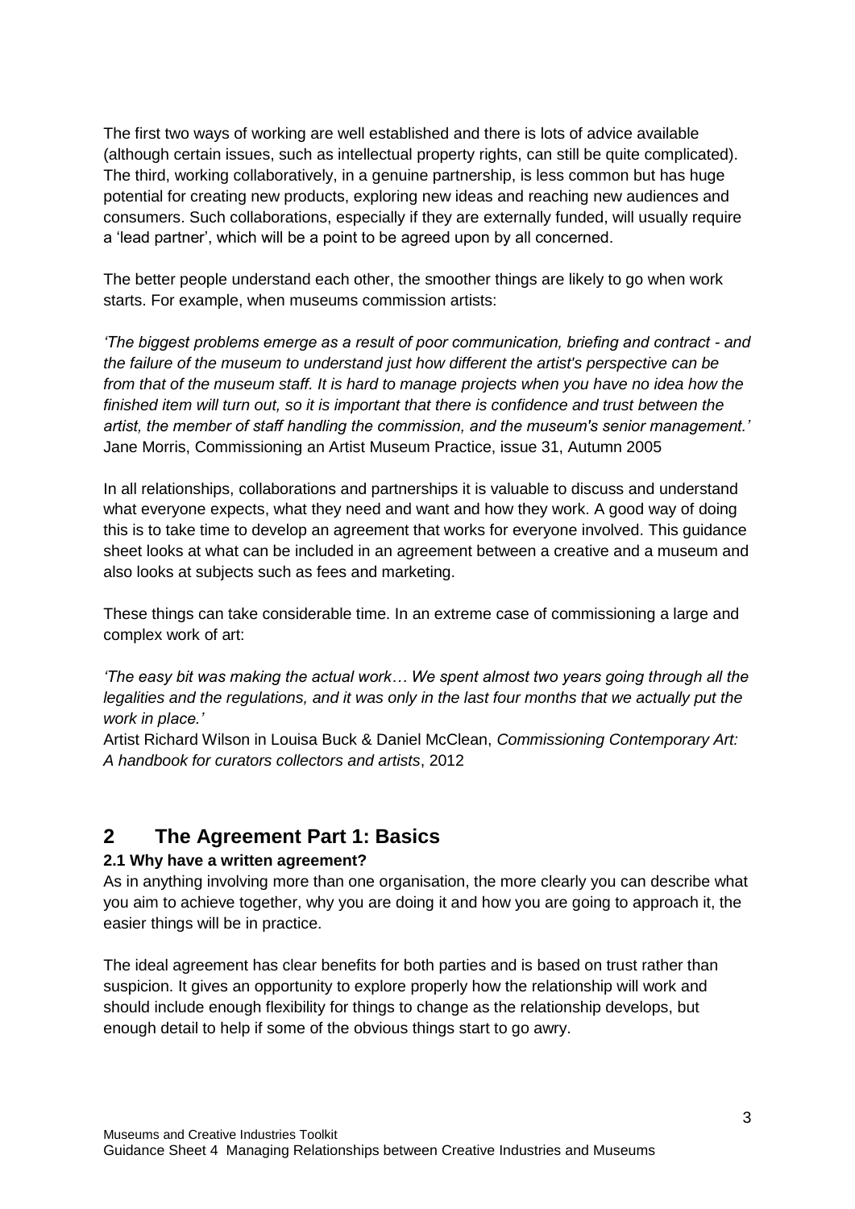The first two ways of working are well established and there is lots of advice available (although certain issues, such as intellectual property rights, can still be quite complicated). The third, working collaboratively, in a genuine partnership, is less common but has huge potential for creating new products, exploring new ideas and reaching new audiences and consumers. Such collaborations, especially if they are externally funded, will usually require a 'lead partner', which will be a point to be agreed upon by all concerned.

The better people understand each other, the smoother things are likely to go when work starts. For example, when museums commission artists:

*'The biggest problems emerge as a result of poor communication, briefing and contract - and the failure of the museum to understand just how different the artist's perspective can be from that of the museum staff. It is hard to manage projects when you have no idea how the finished item will turn out, so it is important that there is confidence and trust between the artist, the member of staff handling the commission, and the museum's senior management.'*
Jane Morris, Commissioning an Artist Museum Practice, issue 31, Autumn 2005

In all relationships, collaborations and partnerships it is valuable to discuss and understand what everyone expects, what they need and want and how they work. A good way of doing this is to take time to develop an agreement that works for everyone involved. This guidance sheet looks at what can be included in an agreement between a creative and a museum and also looks at subjects such as fees and marketing.

These things can take considerable time. In an extreme case of commissioning a large and complex work of art:

*'The easy bit was making the actual work… We spent almost two years going through all the legalities and the regulations, and it was only in the last four months that we actually put the work in place.'*
Artist Richard Wilson in Louisa Buck & Daniel McClean, *Commissioning Contemporary Art: A handbook for curators collectors and artists*, 2012

## 2 The Agreement Part 1: Basics

### 2.1 Why have a written agreement?

As in anything involving more than one organisation, the more clearly you can describe what you aim to achieve together, why you are doing it and how you are going to approach it, the easier things will be in practice.

The ideal agreement has clear benefits for both parties and is based on trust rather than suspicion. It gives an opportunity to explore properly how the relationship will work and should include enough flexibility for things to change as the relationship develops, but enough detail to help if some of the obvious things start to go awry.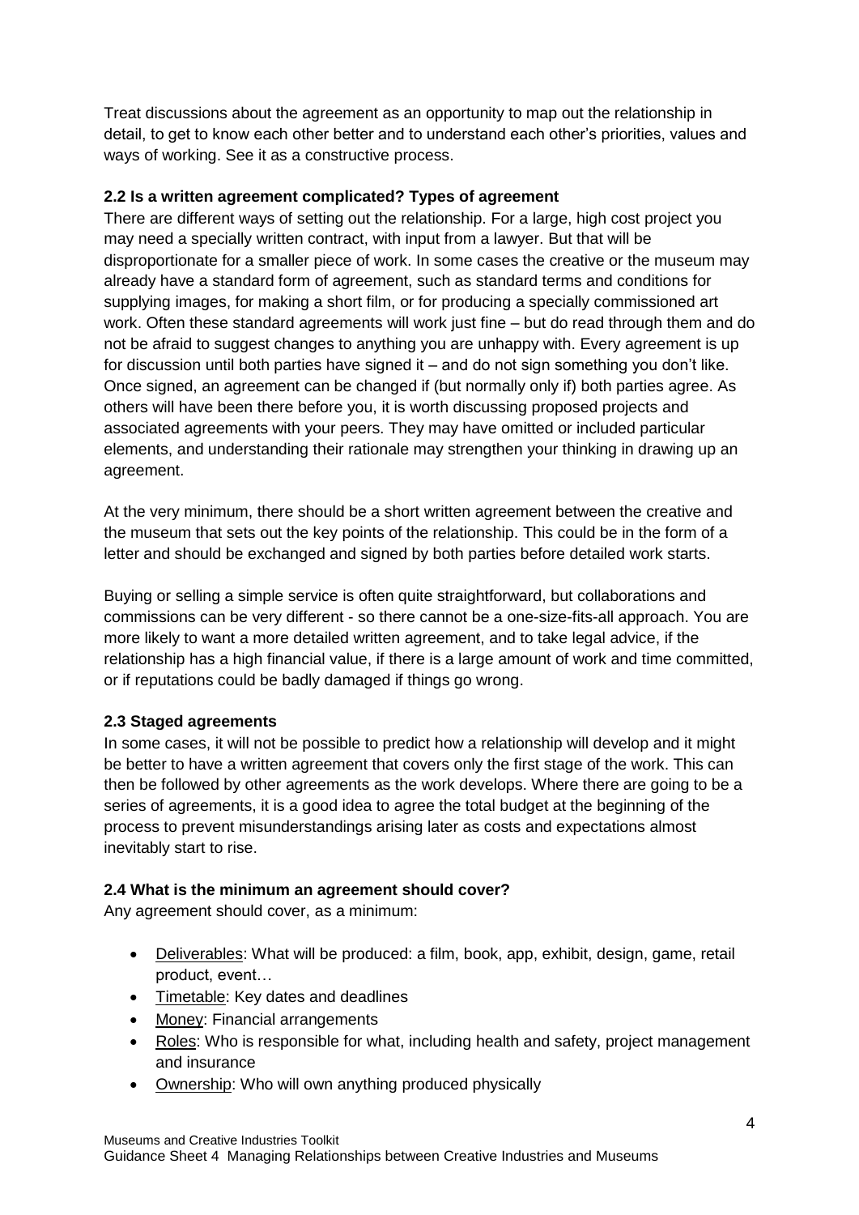Treat discussions about the agreement as an opportunity to map out the relationship in detail, to get to know each other better and to understand each other's priorities, values and ways of working. See it as a constructive process.

### 2.2 Is a written agreement complicated? Types of agreement

There are different ways of setting out the relationship. For a large, high cost project you may need a specially written contract, with input from a lawyer. But that will be disproportionate for a smaller piece of work. In some cases the creative or the museum may already have a standard form of agreement, such as standard terms and conditions for supplying images, for making a short film, or for producing a specially commissioned art work. Often these standard agreements will work just fine – but do read through them and do not be afraid to suggest changes to anything you are unhappy with. Every agreement is up for discussion until both parties have signed it – and do not sign something you don't like. Once signed, an agreement can be changed if (but normally only if) both parties agree. As others will have been there before you, it is worth discussing proposed projects and associated agreements with your peers. They may have omitted or included particular elements, and understanding their rationale may strengthen your thinking in drawing up an agreement.

At the very minimum, there should be a short written agreement between the creative and the museum that sets out the key points of the relationship. This could be in the form of a letter and should be exchanged and signed by both parties before detailed work starts.

Buying or selling a simple service is often quite straightforward, but collaborations and commissions can be very different - so there cannot be a one-size-fits-all approach. You are more likely to want a more detailed written agreement, and to take legal advice, if the relationship has a high financial value, if there is a large amount of work and time committed, or if reputations could be badly damaged if things go wrong.

### 2.3 Staged agreements

In some cases, it will not be possible to predict how a relationship will develop and it might be better to have a written agreement that covers only the first stage of the work. This can then be followed by other agreements as the work develops. Where there are going to be a series of agreements, it is a good idea to agree the total budget at the beginning of the process to prevent misunderstandings arising later as costs and expectations almost inevitably start to rise.

### 2.4 What is the minimum an agreement should cover?

Any agreement should cover, as a minimum:

- Deliverables: What will be produced: a film, book, app, exhibit, design, game, retail product, event…
- Timetable: Key dates and deadlines
- Money: Financial arrangements
- Roles: Who is responsible for what, including health and safety, project management and insurance
- Ownership: Who will own anything produced physically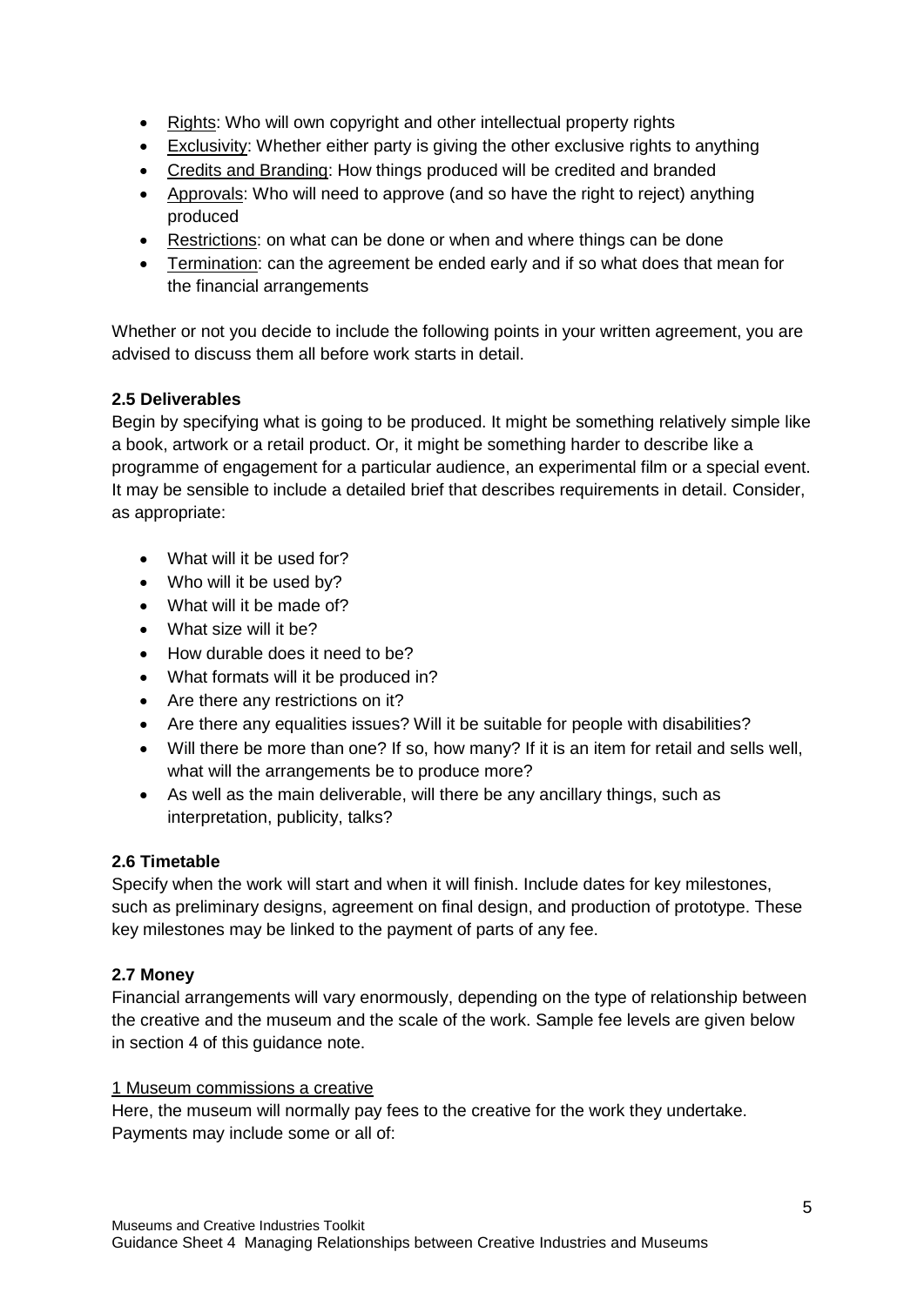- Rights: Who will own copyright and other intellectual property rights
- Exclusivity: Whether either party is giving the other exclusive rights to anything
- Credits and Branding: How things produced will be credited and branded
- Approvals: Who will need to approve (and so have the right to reject) anything produced
- Restrictions: on what can be done or when and where things can be done
- Termination: can the agreement be ended early and if so what does that mean for the financial arrangements

Whether or not you decide to include the following points in your written agreement, you are advised to discuss them all before work starts in detail.

### 2.5 Deliverables

Begin by specifying what is going to be produced. It might be something relatively simple like a book, artwork or a retail product. Or, it might be something harder to describe like a programme of engagement for a particular audience, an experimental film or a special event. It may be sensible to include a detailed brief that describes requirements in detail. Consider, as appropriate:

- What will it be used for?
- Who will it be used by?
- What will it be made of?
- What size will it be?
- How durable does it need to be?
- What formats will it be produced in?
- Are there any restrictions on it?
- Are there any equalities issues? Will it be suitable for people with disabilities?
- Will there be more than one? If so, how many? If it is an item for retail and sells well, what will the arrangements be to produce more?
- As well as the main deliverable, will there be any ancillary things, such as interpretation, publicity, talks?

### 2.6 Timetable

Specify when the work will start and when it will finish. Include dates for key milestones, such as preliminary designs, agreement on final design, and production of prototype. These key milestones may be linked to the payment of parts of any fee.

### 2.7 Money

Financial arrangements will vary enormously, depending on the type of relationship between the creative and the museum and the scale of the work. Sample fee levels are given below in section 4 of this guidance note.

1 Museum commissions a creative

Here, the museum will normally pay fees to the creative for the work they undertake. Payments may include some or all of: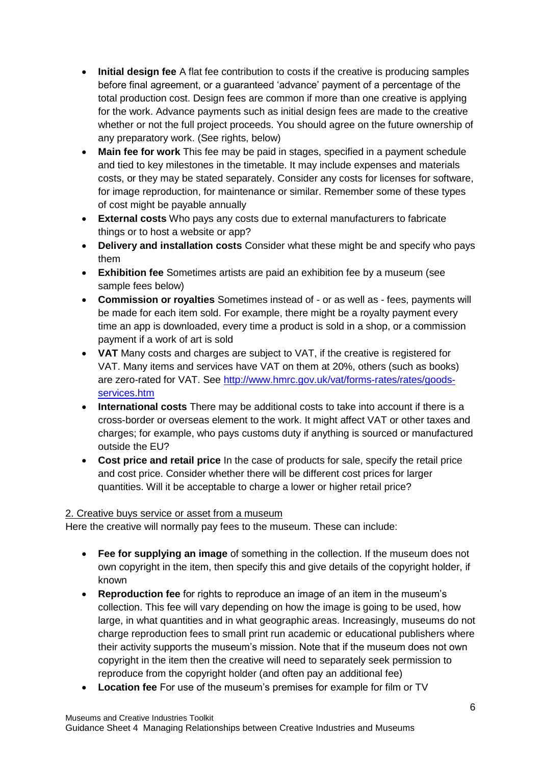- **Initial design fee** A flat fee contribution to costs if the creative is producing samples before final agreement, or a guaranteed 'advance' payment of a percentage of the total production cost. Design fees are common if more than one creative is applying for the work. Advance payments such as initial design fees are made to the creative whether or not the full project proceeds. You should agree on the future ownership of any preparatory work. (See rights, below)
- **Main fee for work** This fee may be paid in stages, specified in a payment schedule and tied to key milestones in the timetable. It may include expenses and materials costs, or they may be stated separately. Consider any costs for licenses for software, for image reproduction, for maintenance or similar. Remember some of these types of cost might be payable annually
- **External costs** Who pays any costs due to external manufacturers to fabricate things or to host a website or app?
- **Delivery and installation costs** Consider what these might be and specify who pays them
- **Exhibition fee** Sometimes artists are paid an exhibition fee by a museum (see sample fees below)
- **Commission or royalties** Sometimes instead of - or as well as - fees, payments will be made for each item sold. For example, there might be a royalty payment every time an app is downloaded, every time a product is sold in a shop, or a commission payment if a work of art is sold
- **VAT** Many costs and charges are subject to VAT, if the creative is registered for VAT. Many items and services have VAT on them at 20%, others (such as books) are zero-rated for VAT. See [http://www.hmrc.gov.uk/vat/forms-rates/rates/goods-services.htm](http://www.hmrc.gov.uk/vat/forms-rates/rates/goods-services.htm)
- **International costs** There may be additional costs to take into account if there is a cross-border or overseas element to the work. It might affect VAT or other taxes and charges; for example, who pays customs duty if anything is sourced or manufactured outside the EU?
- **Cost price and retail price** In the case of products for sale, specify the retail price and cost price. Consider whether there will be different cost prices for larger quantities. Will it be acceptable to charge a lower or higher retail price?

<u>2. Creative buys service or asset from a museum</u>

Here the creative will normally pay fees to the museum. These can include:

- **Fee for supplying an image** of something in the collection. If the museum does not own copyright in the item, then specify this and give details of the copyright holder, if known
- **Reproduction fee** for rights to reproduce an image of an item in the museum's collection. This fee will vary depending on how the image is going to be used, how large, in what quantities and in what geographic areas. Increasingly, museums do not charge reproduction fees to small print run academic or educational publishers where their activity supports the museum's mission. Note that if the museum does not own copyright in the item then the creative will need to separately seek permission to reproduce from the copyright holder (and often pay an additional fee)
- **Location fee** For use of the museum's premises for example for film or TV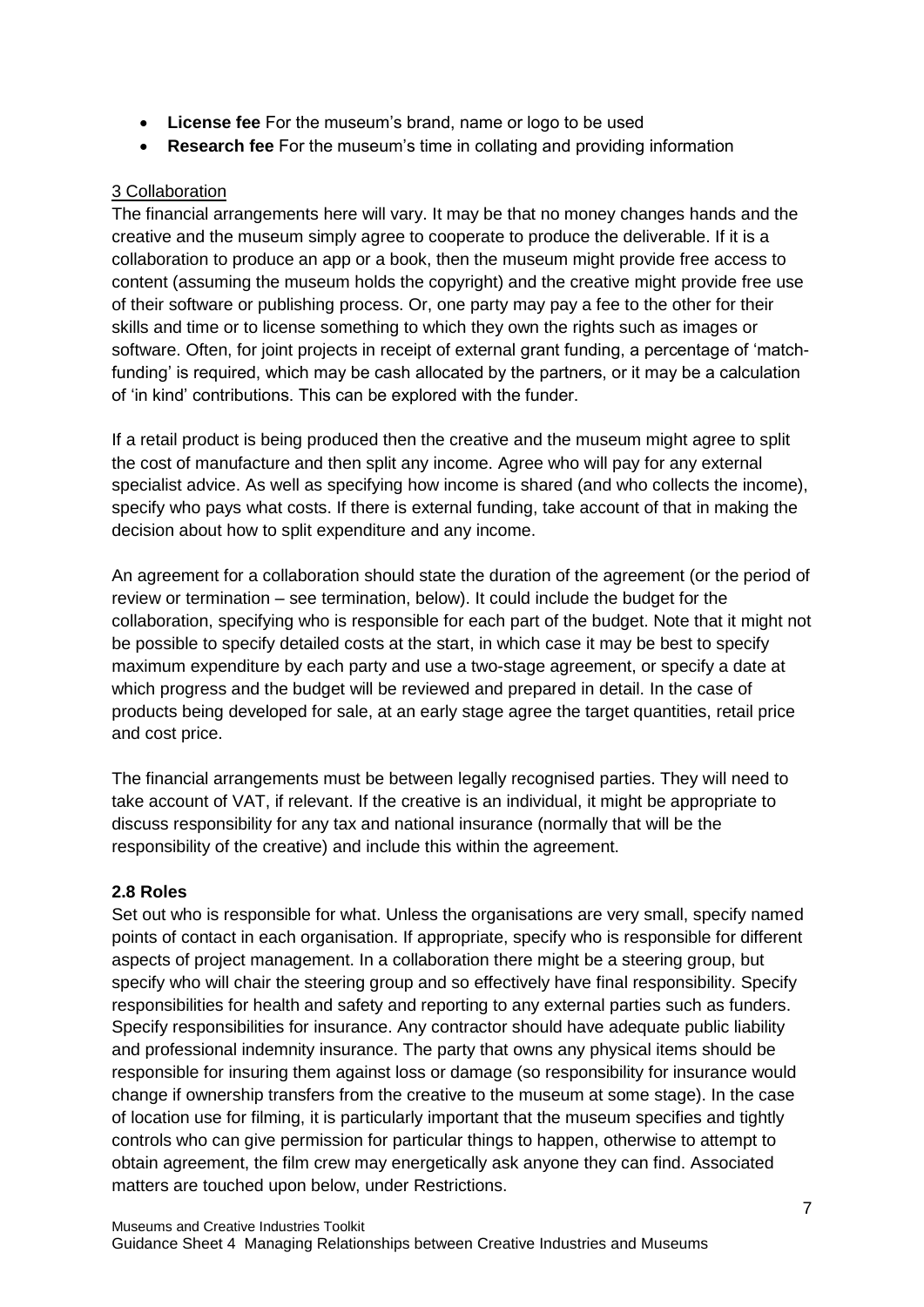- **License fee** For the museum's brand, name or logo to be used
- **Research fee** For the museum's time in collating and providing information

3 Collaboration

The financial arrangements here will vary. It may be that no money changes hands and the creative and the museum simply agree to cooperate to produce the deliverable. If it is a collaboration to produce an app or a book, then the museum might provide free access to content (assuming the museum holds the copyright) and the creative might provide free use of their software or publishing process. Or, one party may pay a fee to the other for their skills and time or to license something to which they own the rights such as images or software. Often, for joint projects in receipt of external grant funding, a percentage of 'match-funding' is required, which may be cash allocated by the partners, or it may be a calculation of 'in kind' contributions. This can be explored with the funder.

If a retail product is being produced then the creative and the museum might agree to split the cost of manufacture and then split any income. Agree who will pay for any external specialist advice. As well as specifying how income is shared (and who collects the income), specify who pays what costs. If there is external funding, take account of that in making the decision about how to split expenditure and any income.

An agreement for a collaboration should state the duration of the agreement (or the period of review or termination – see termination, below). It could include the budget for the collaboration, specifying who is responsible for each part of the budget. Note that it might not be possible to specify detailed costs at the start, in which case it may be best to specify maximum expenditure by each party and use a two-stage agreement, or specify a date at which progress and the budget will be reviewed and prepared in detail. In the case of products being developed for sale, at an early stage agree the target quantities, retail price and cost price.

The financial arrangements must be between legally recognised parties. They will need to take account of VAT, if relevant. If the creative is an individual, it might be appropriate to discuss responsibility for any tax and national insurance (normally that will be the responsibility of the creative) and include this within the agreement.

### 2.8 Roles

Set out who is responsible for what. Unless the organisations are very small, specify named points of contact in each organisation. If appropriate, specify who is responsible for different aspects of project management. In a collaboration there might be a steering group, but specify who will chair the steering group and so effectively have final responsibility. Specify responsibilities for health and safety and reporting to any external parties such as funders. Specify responsibilities for insurance. Any contractor should have adequate public liability and professional indemnity insurance. The party that owns any physical items should be responsible for insuring them against loss or damage (so responsibility for insurance would change if ownership transfers from the creative to the museum at some stage). In the case of location use for filming, it is particularly important that the museum specifies and tightly controls who can give permission for particular things to happen, otherwise to attempt to obtain agreement, the film crew may energetically ask anyone they can find. Associated matters are touched upon below, under Restrictions.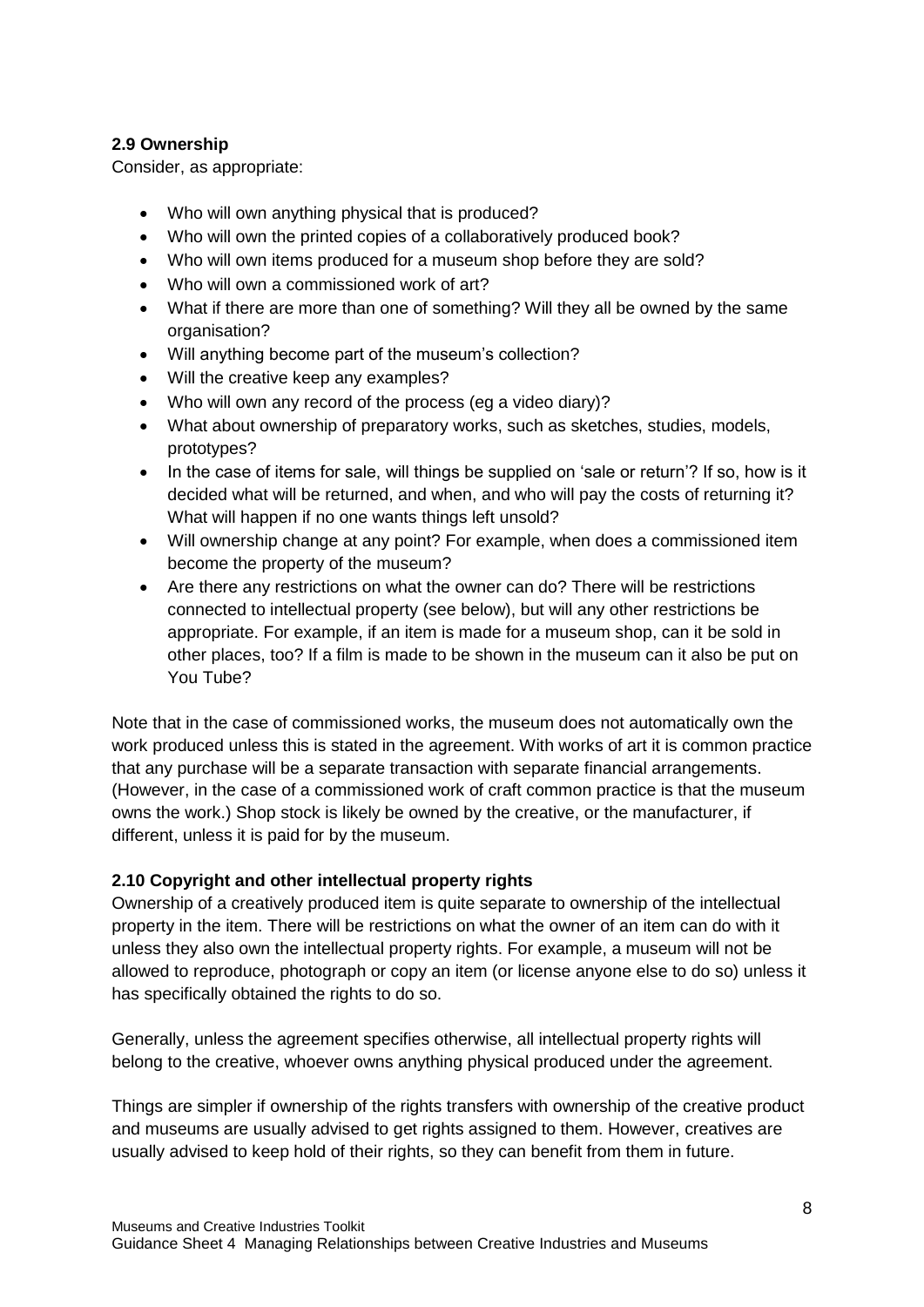### 2.9 Ownership

Consider, as appropriate:

- Who will own anything physical that is produced?
- Who will own the printed copies of a collaboratively produced book?
- Who will own items produced for a museum shop before they are sold?
- Who will own a commissioned work of art?
- What if there are more than one of something? Will they all be owned by the same organisation?
- Will anything become part of the museum's collection?
- Will the creative keep any examples?
- Who will own any record of the process (eg a video diary)?
- What about ownership of preparatory works, such as sketches, studies, models, prototypes?
- In the case of items for sale, will things be supplied on 'sale or return'? If so, how is it decided what will be returned, and when, and who will pay the costs of returning it? What will happen if no one wants things left unsold?
- Will ownership change at any point? For example, when does a commissioned item become the property of the museum?
- Are there any restrictions on what the owner can do? There will be restrictions connected to intellectual property (see below), but will any other restrictions be appropriate. For example, if an item is made for a museum shop, can it be sold in other places, too? If a film is made to be shown in the museum can it also be put on You Tube?

Note that in the case of commissioned works, the museum does not automatically own the work produced unless this is stated in the agreement. With works of art it is common practice that any purchase will be a separate transaction with separate financial arrangements. (However, in the case of a commissioned work of craft common practice is that the museum owns the work.) Shop stock is likely be owned by the creative, or the manufacturer, if different, unless it is paid for by the museum.

### 2.10 Copyright and other intellectual property rights

Ownership of a creatively produced item is quite separate to ownership of the intellectual property in the item. There will be restrictions on what the owner of an item can do with it unless they also own the intellectual property rights. For example, a museum will not be allowed to reproduce, photograph or copy an item (or license anyone else to do so) unless it has specifically obtained the rights to do so.

Generally, unless the agreement specifies otherwise, all intellectual property rights will belong to the creative, whoever owns anything physical produced under the agreement.

Things are simpler if ownership of the rights transfers with ownership of the creative product and museums are usually advised to get rights assigned to them. However, creatives are usually advised to keep hold of their rights, so they can benefit from them in future.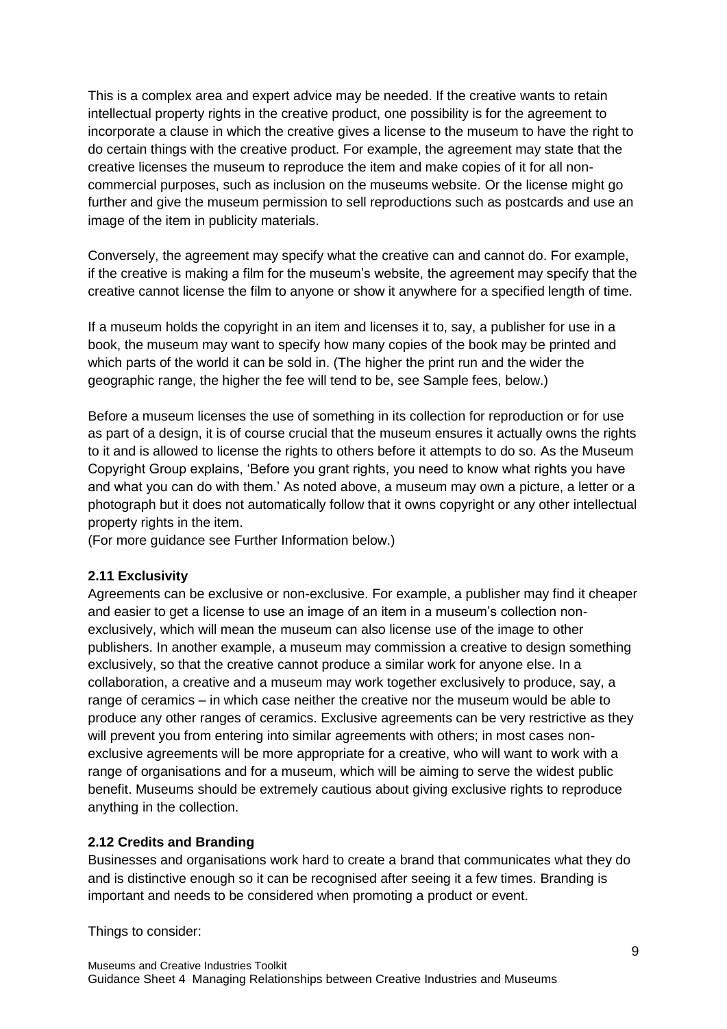This is a complex area and expert advice may be needed. If the creative wants to retain intellectual property rights in the creative product, one possibility is for the agreement to incorporate a clause in which the creative gives a license to the museum to have the right to do certain things with the creative product. For example, the agreement may state that the creative licenses the museum to reproduce the item and make copies of it for all non-commercial purposes, such as inclusion on the museums website. Or the license might go further and give the museum permission to sell reproductions such as postcards and use an image of the item in publicity materials.

Conversely, the agreement may specify what the creative can and cannot do. For example, if the creative is making a film for the museum's website, the agreement may specify that the creative cannot license the film to anyone or show it anywhere for a specified length of time.

If a museum holds the copyright in an item and licenses it to, say, a publisher for use in a book, the museum may want to specify how many copies of the book may be printed and which parts of the world it can be sold in. (The higher the print run and the wider the geographic range, the higher the fee will tend to be, see Sample fees, below.)

Before a museum licenses the use of something in its collection for reproduction or for use as part of a design, it is of course crucial that the museum ensures it actually owns the rights to it and is allowed to license the rights to others before it attempts to do so. As the Museum Copyright Group explains, 'Before you grant rights, you need to know what rights you have and what you can do with them.' As noted above, a museum may own a picture, a letter or a photograph but it does not automatically follow that it owns copyright or any other intellectual property rights in the item.
(For more guidance see Further Information below.)

### 2.11 Exclusivity

Agreements can be exclusive or non-exclusive. For example, a publisher may find it cheaper and easier to get a license to use an image of an item in a museum's collection non-exclusively, which will mean the museum can also license use of the image to other publishers. In another example, a museum may commission a creative to design something exclusively, so that the creative cannot produce a similar work for anyone else. In a collaboration, a creative and a museum may work together exclusively to produce, say, a range of ceramics – in which case neither the creative nor the museum would be able to produce any other ranges of ceramics. Exclusive agreements can be very restrictive as they will prevent you from entering into similar agreements with others; in most cases non-exclusive agreements will be more appropriate for a creative, who will want to work with a range of organisations and for a museum, which will be aiming to serve the widest public benefit. Museums should be extremely cautious about giving exclusive rights to reproduce anything in the collection.

### 2.12 Credits and Branding

Businesses and organisations work hard to create a brand that communicates what they do and is distinctive enough so it can be recognised after seeing it a few times. Branding is important and needs to be considered when promoting a product or event.

Things to consider: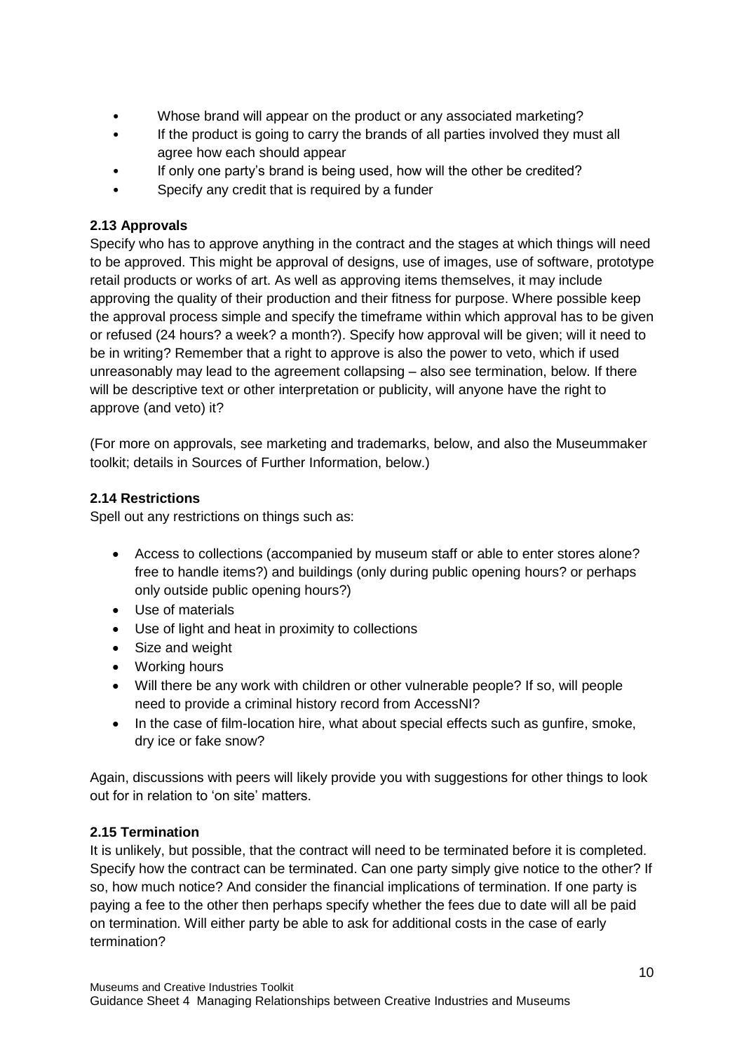- Whose brand will appear on the product or any associated marketing?
- If the product is going to carry the brands of all parties involved they must all agree how each should appear
- If only one party's brand is being used, how will the other be credited?
- Specify any credit that is required by a funder

### 2.13 Approvals

Specify who has to approve anything in the contract and the stages at which things will need to be approved. This might be approval of designs, use of images, use of software, prototype retail products or works of art. As well as approving items themselves, it may include approving the quality of their production and their fitness for purpose. Where possible keep the approval process simple and specify the timeframe within which approval has to be given or refused (24 hours? a week? a month?). Specify how approval will be given; will it need to be in writing? Remember that a right to approve is also the power to veto, which if used unreasonably may lead to the agreement collapsing – also see termination, below. If there will be descriptive text or other interpretation or publicity, will anyone have the right to approve (and veto) it?

(For more on approvals, see marketing and trademarks, below, and also the Museummaker toolkit; details in Sources of Further Information, below.)

### 2.14 Restrictions

Spell out any restrictions on things such as:

- Access to collections (accompanied by museum staff or able to enter stores alone? free to handle items?) and buildings (only during public opening hours? or perhaps only outside public opening hours?)
- Use of materials
- Use of light and heat in proximity to collections
- Size and weight
- Working hours
- Will there be any work with children or other vulnerable people? If so, will people need to provide a criminal history record from AccessNI?
- In the case of film-location hire, what about special effects such as gunfire, smoke, dry ice or fake snow?

Again, discussions with peers will likely provide you with suggestions for other things to look out for in relation to 'on site' matters.

### 2.15 Termination

It is unlikely, but possible, that the contract will need to be terminated before it is completed. Specify how the contract can be terminated. Can one party simply give notice to the other? If so, how much notice? And consider the financial implications of termination. If one party is paying a fee to the other then perhaps specify whether the fees due to date will all be paid on termination. Will either party be able to ask for additional costs in the case of early termination?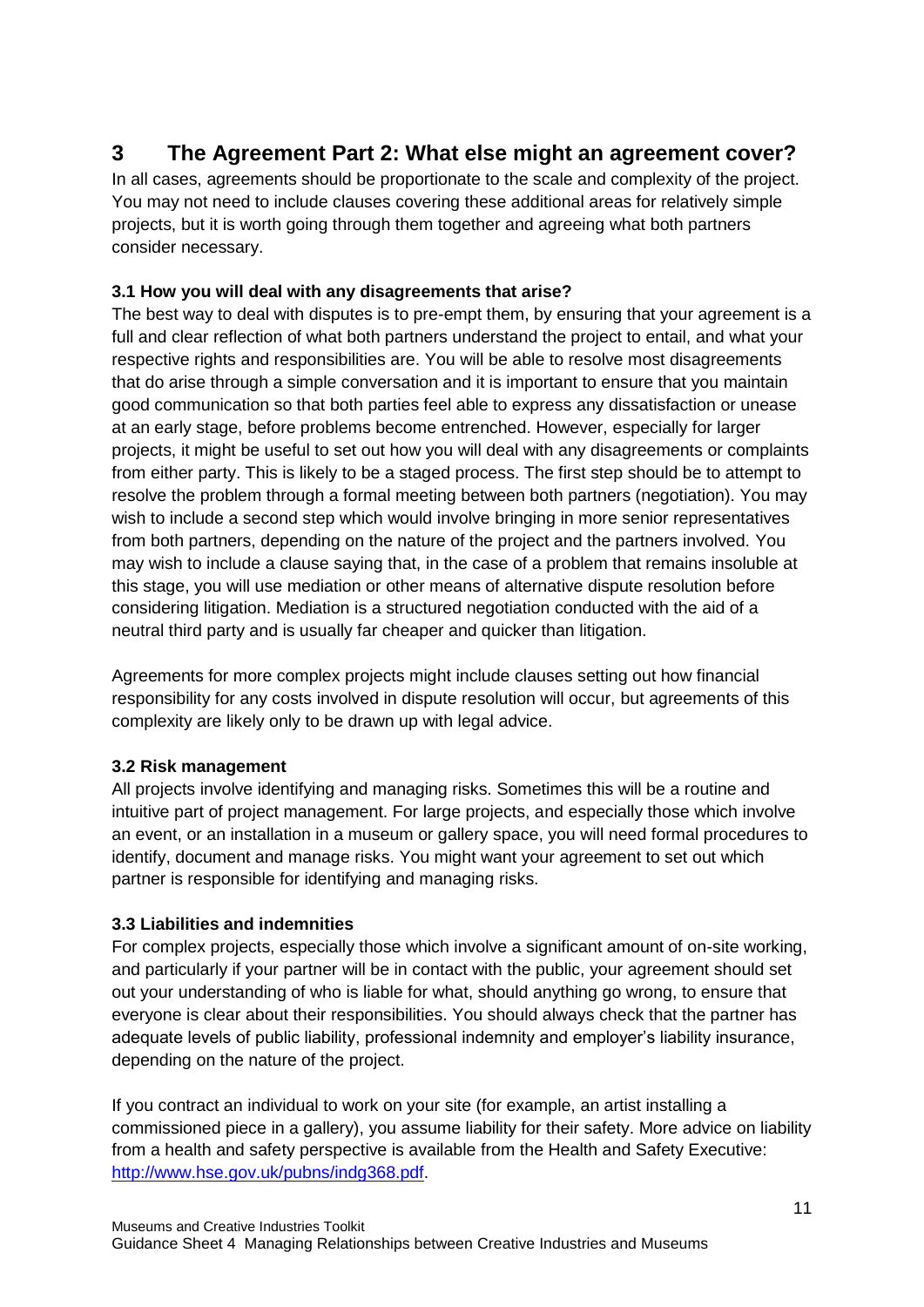## 3 The Agreement Part 2: What else might an agreement cover?

In all cases, agreements should be proportionate to the scale and complexity of the project. You may not need to include clauses covering these additional areas for relatively simple projects, but it is worth going through them together and agreeing what both partners consider necessary.

### 3.1 How you will deal with any disagreements that arise?

The best way to deal with disputes is to pre-empt them, by ensuring that your agreement is a full and clear reflection of what both partners understand the project to entail, and what your respective rights and responsibilities are. You will be able to resolve most disagreements that do arise through a simple conversation and it is important to ensure that you maintain good communication so that both parties feel able to express any dissatisfaction or unease at an early stage, before problems become entrenched. However, especially for larger projects, it might be useful to set out how you will deal with any disagreements or complaints from either party. This is likely to be a staged process. The first step should be to attempt to resolve the problem through a formal meeting between both partners (negotiation). You may wish to include a second step which would involve bringing in more senior representatives from both partners, depending on the nature of the project and the partners involved. You may wish to include a clause saying that, in the case of a problem that remains insoluble at this stage, you will use mediation or other means of alternative dispute resolution before considering litigation. Mediation is a structured negotiation conducted with the aid of a neutral third party and is usually far cheaper and quicker than litigation.

Agreements for more complex projects might include clauses setting out how financial responsibility for any costs involved in dispute resolution will occur, but agreements of this complexity are likely only to be drawn up with legal advice.

### 3.2 Risk management

All projects involve identifying and managing risks. Sometimes this will be a routine and intuitive part of project management. For large projects, and especially those which involve an event, or an installation in a museum or gallery space, you will need formal procedures to identify, document and manage risks. You might want your agreement to set out which partner is responsible for identifying and managing risks.

### 3.3 Liabilities and indemnities

For complex projects, especially those which involve a significant amount of on-site working, and particularly if your partner will be in contact with the public, your agreement should set out your understanding of who is liable for what, should anything go wrong, to ensure that everyone is clear about their responsibilities. You should always check that the partner has adequate levels of public liability, professional indemnity and employer's liability insurance, depending on the nature of the project.

If you contract an individual to work on your site (for example, an artist installing a commissioned piece in a gallery), you assume liability for their safety. More advice on liability from a health and safety perspective is available from the Health and Safety Executive: [http://www.hse.gov.uk/pubns/indg368.pdf](http://www.hse.gov.uk/pubns/indg368.pdf).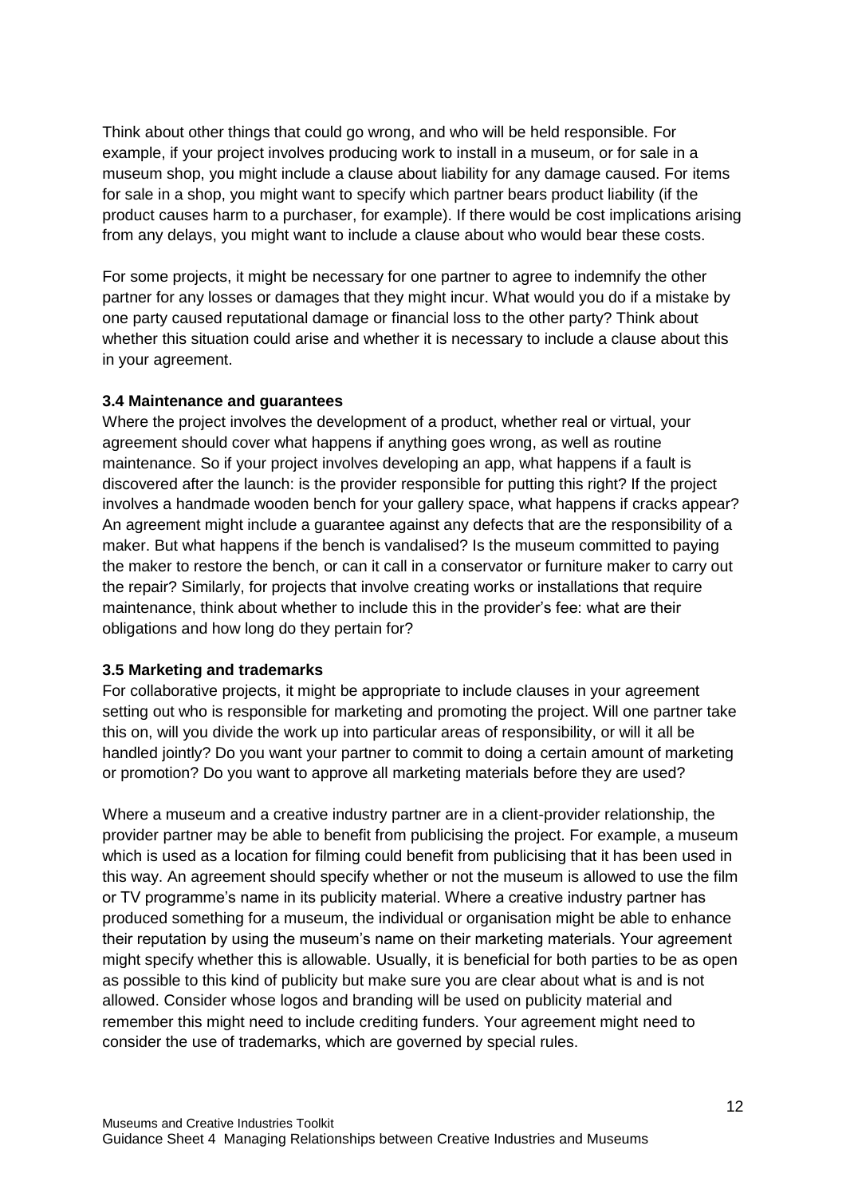Think about other things that could go wrong, and who will be held responsible. For example, if your project involves producing work to install in a museum, or for sale in a museum shop, you might include a clause about liability for any damage caused. For items for sale in a shop, you might want to specify which partner bears product liability (if the product causes harm to a purchaser, for example). If there would be cost implications arising from any delays, you might want to include a clause about who would bear these costs.

For some projects, it might be necessary for one partner to agree to indemnify the other partner for any losses or damages that they might incur. What would you do if a mistake by one party caused reputational damage or financial loss to the other party? Think about whether this situation could arise and whether it is necessary to include a clause about this in your agreement.

### 3.4 Maintenance and guarantees

Where the project involves the development of a product, whether real or virtual, your agreement should cover what happens if anything goes wrong, as well as routine maintenance. So if your project involves developing an app, what happens if a fault is discovered after the launch: is the provider responsible for putting this right? If the project involves a handmade wooden bench for your gallery space, what happens if cracks appear? An agreement might include a guarantee against any defects that are the responsibility of a maker. But what happens if the bench is vandalised? Is the museum committed to paying the maker to restore the bench, or can it call in a conservator or furniture maker to carry out the repair? Similarly, for projects that involve creating works or installations that require maintenance, think about whether to include this in the provider's fee: what are their obligations and how long do they pertain for?

### 3.5 Marketing and trademarks

For collaborative projects, it might be appropriate to include clauses in your agreement setting out who is responsible for marketing and promoting the project. Will one partner take this on, will you divide the work up into particular areas of responsibility, or will it all be handled jointly? Do you want your partner to commit to doing a certain amount of marketing or promotion? Do you want to approve all marketing materials before they are used?

Where a museum and a creative industry partner are in a client-provider relationship, the provider partner may be able to benefit from publicising the project. For example, a museum which is used as a location for filming could benefit from publicising that it has been used in this way. An agreement should specify whether or not the museum is allowed to use the film or TV programme's name in its publicity material. Where a creative industry partner has produced something for a museum, the individual or organisation might be able to enhance their reputation by using the museum's name on their marketing materials. Your agreement might specify whether this is allowable. Usually, it is beneficial for both parties to be as open as possible to this kind of publicity but make sure you are clear about what is and is not allowed. Consider whose logos and branding will be used on publicity material and remember this might need to include crediting funders. Your agreement might need to consider the use of trademarks, which are governed by special rules.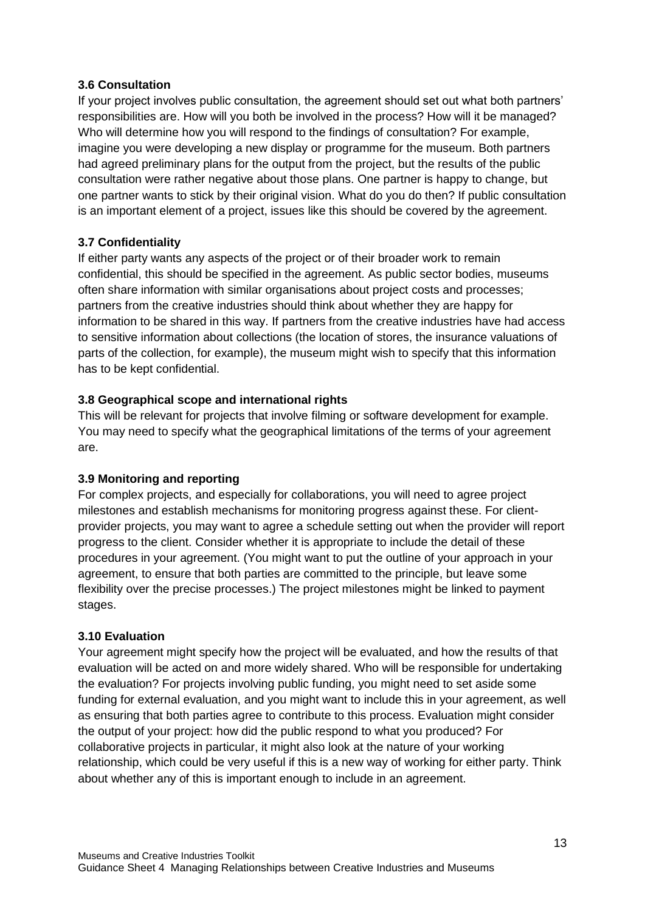### 3.6 Consultation

If your project involves public consultation, the agreement should set out what both partners' responsibilities are. How will you both be involved in the process? How will it be managed? Who will determine how you will respond to the findings of consultation? For example, imagine you were developing a new display or programme for the museum. Both partners had agreed preliminary plans for the output from the project, but the results of the public consultation were rather negative about those plans. One partner is happy to change, but one partner wants to stick by their original vision. What do you do then? If public consultation is an important element of a project, issues like this should be covered by the agreement.

### 3.7 Confidentiality

If either party wants any aspects of the project or of their broader work to remain confidential, this should be specified in the agreement. As public sector bodies, museums often share information with similar organisations about project costs and processes; partners from the creative industries should think about whether they are happy for information to be shared in this way. If partners from the creative industries have had access to sensitive information about collections (the location of stores, the insurance valuations of parts of the collection, for example), the museum might wish to specify that this information has to be kept confidential.

### 3.8 Geographical scope and international rights

This will be relevant for projects that involve filming or software development for example. You may need to specify what the geographical limitations of the terms of your agreement are.

### 3.9 Monitoring and reporting

For complex projects, and especially for collaborations, you will need to agree project milestones and establish mechanisms for monitoring progress against these. For client-provider projects, you may want to agree a schedule setting out when the provider will report progress to the client. Consider whether it is appropriate to include the detail of these procedures in your agreement. (You might want to put the outline of your approach in your agreement, to ensure that both parties are committed to the principle, but leave some flexibility over the precise processes.) The project milestones might be linked to payment stages.

### 3.10 Evaluation

Your agreement might specify how the project will be evaluated, and how the results of that evaluation will be acted on and more widely shared. Who will be responsible for undertaking the evaluation? For projects involving public funding, you might need to set aside some funding for external evaluation, and you might want to include this in your agreement, as well as ensuring that both parties agree to contribute to this process. Evaluation might consider the output of your project: how did the public respond to what you produced? For collaborative projects in particular, it might also look at the nature of your working relationship, which could be very useful if this is a new way of working for either party. Think about whether any of this is important enough to include in an agreement.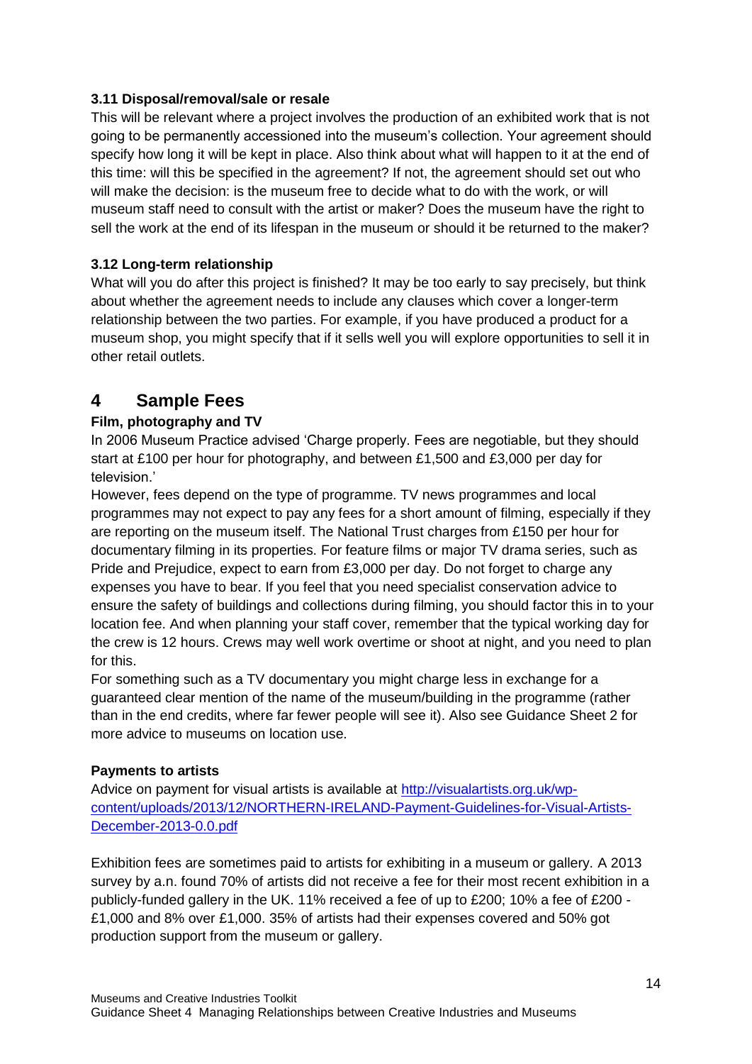### 3.11 Disposal/removal/sale or resale

This will be relevant where a project involves the production of an exhibited work that is not going to be permanently accessioned into the museum's collection. Your agreement should specify how long it will be kept in place. Also think about what will happen to it at the end of this time: will this be specified in the agreement? If not, the agreement should set out who will make the decision: is the museum free to decide what to do with the work, or will museum staff need to consult with the artist or maker? Does the museum have the right to sell the work at the end of its lifespan in the museum or should it be returned to the maker?

### 3.12 Long-term relationship

What will you do after this project is finished? It may be too early to say precisely, but think about whether the agreement needs to include any clauses which cover a longer-term relationship between the two parties. For example, if you have produced a product for a museum shop, you might specify that if it sells well you will explore opportunities to sell it in other retail outlets.

## 4 Sample Fees

**Film, photography and TV**

In 2006 Museum Practice advised 'Charge properly. Fees are negotiable, but they should start at £100 per hour for photography, and between £1,500 and £3,000 per day for television.'

However, fees depend on the type of programme. TV news programmes and local programmes may not expect to pay any fees for a short amount of filming, especially if they are reporting on the museum itself. The National Trust charges from £150 per hour for documentary filming in its properties. For feature films or major TV drama series, such as Pride and Prejudice, expect to earn from £3,000 per day. Do not forget to charge any expenses you have to bear. If you feel that you need specialist conservation advice to ensure the safety of buildings and collections during filming, you should factor this in to your location fee. And when planning your staff cover, remember that the typical working day for the crew is 12 hours. Crews may well work overtime or shoot at night, and you need to plan for this.

For something such as a TV documentary you might charge less in exchange for a guaranteed clear mention of the name of the museum/building in the programme (rather than in the end credits, where far fewer people will see it). Also see Guidance Sheet 2 for more advice to museums on location use.

**Payments to artists**

Advice on payment for visual artists is available at [http://visualartists.org.uk/wp-content/uploads/2013/12/NORTHERN-IRELAND-Payment-Guidelines-for-Visual-Artists-December-2013-0.0.pdf](http://visualartists.org.uk/wp-content/uploads/2013/12/NORTHERN-IRELAND-Payment-Guidelines-for-Visual-Artists-December-2013-0.0.pdf)

Exhibition fees are sometimes paid to artists for exhibiting in a museum or gallery. A 2013 survey by a.n. found 70% of artists did not receive a fee for their most recent exhibition in a publicly-funded gallery in the UK. 11% received a fee of up to £200; 10% a fee of £200 - £1,000 and 8% over £1,000. 35% of artists had their expenses covered and 50% got production support from the museum or gallery.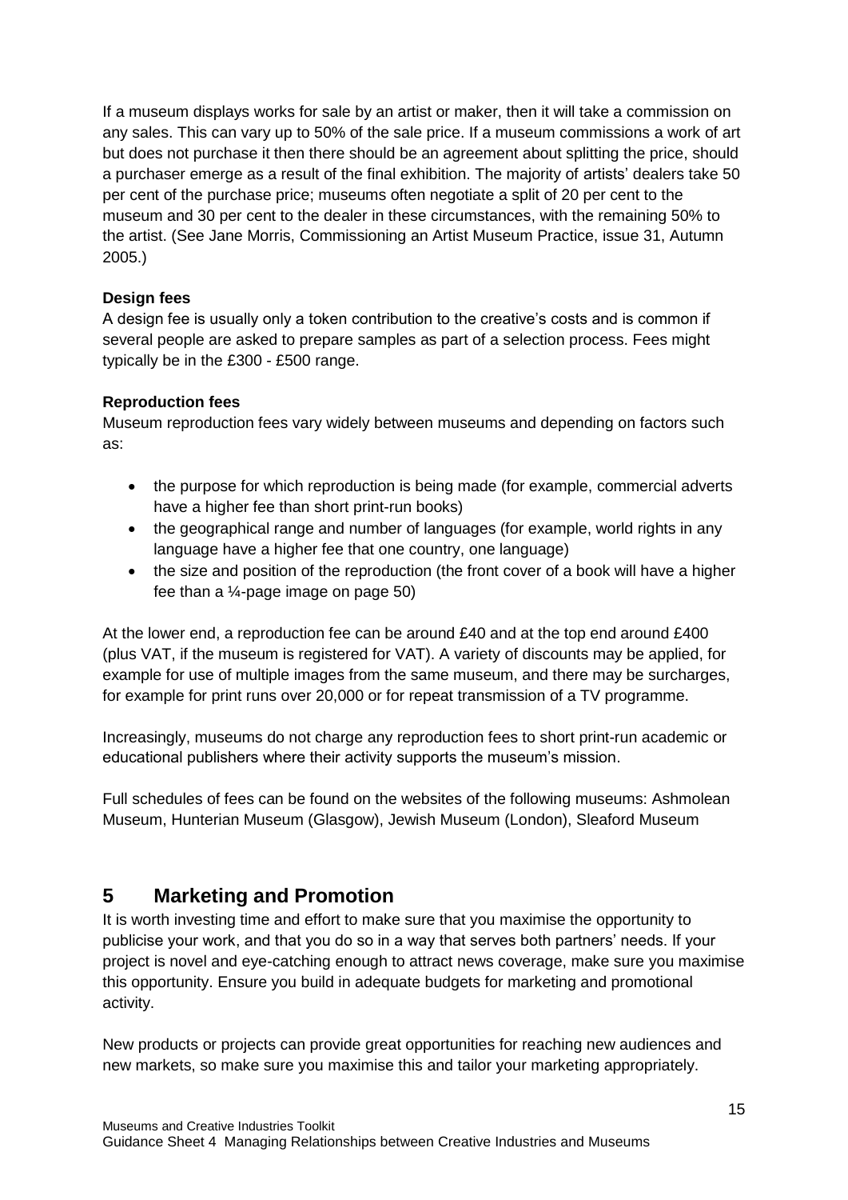If a museum displays works for sale by an artist or maker, then it will take a commission on any sales. This can vary up to 50% of the sale price. If a museum commissions a work of art but does not purchase it then there should be an agreement about splitting the price, should a purchaser emerge as a result of the final exhibition. The majority of artists' dealers take 50 per cent of the purchase price; museums often negotiate a split of 20 per cent to the museum and 30 per cent to the dealer in these circumstances, with the remaining 50% to the artist. (See Jane Morris, Commissioning an Artist Museum Practice, issue 31, Autumn 2005.)

**Design fees**

A design fee is usually only a token contribution to the creative's costs and is common if several people are asked to prepare samples as part of a selection process. Fees might typically be in the £300 - £500 range.

**Reproduction fees**

Museum reproduction fees vary widely between museums and depending on factors such as:

- the purpose for which reproduction is being made (for example, commercial adverts have a higher fee than short print-run books)
- the geographical range and number of languages (for example, world rights in any language have a higher fee that one country, one language)
- the size and position of the reproduction (the front cover of a book will have a higher fee than a ¼-page image on page 50)

At the lower end, a reproduction fee can be around £40 and at the top end around £400 (plus VAT, if the museum is registered for VAT). A variety of discounts may be applied, for example for use of multiple images from the same museum, and there may be surcharges, for example for print runs over 20,000 or for repeat transmission of a TV programme.

Increasingly, museums do not charge any reproduction fees to short print-run academic or educational publishers where their activity supports the museum's mission.

Full schedules of fees can be found on the websites of the following museums: Ashmolean Museum, Hunterian Museum (Glasgow), Jewish Museum (London), Sleaford Museum

## 5 Marketing and Promotion

It is worth investing time and effort to make sure that you maximise the opportunity to publicise your work, and that you do so in a way that serves both partners' needs. If your project is novel and eye-catching enough to attract news coverage, make sure you maximise this opportunity. Ensure you build in adequate budgets for marketing and promotional activity.

New products or projects can provide great opportunities for reaching new audiences and new markets, so make sure you maximise this and tailor your marketing appropriately.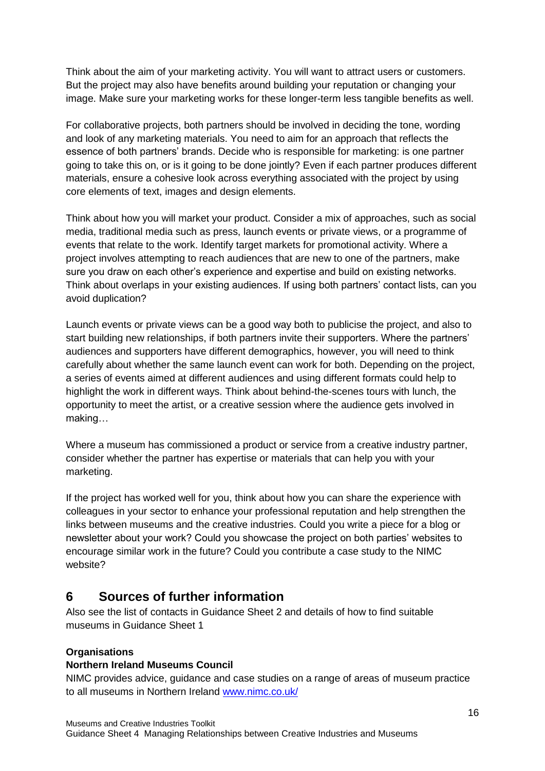Think about the aim of your marketing activity. You will want to attract users or customers. But the project may also have benefits around building your reputation or changing your image. Make sure your marketing works for these longer-term less tangible benefits as well.

For collaborative projects, both partners should be involved in deciding the tone, wording and look of any marketing materials. You need to aim for an approach that reflects the essence of both partners' brands. Decide who is responsible for marketing: is one partner going to take this on, or is it going to be done jointly? Even if each partner produces different materials, ensure a cohesive look across everything associated with the project by using core elements of text, images and design elements.

Think about how you will market your product. Consider a mix of approaches, such as social media, traditional media such as press, launch events or private views, or a programme of events that relate to the work. Identify target markets for promotional activity. Where a project involves attempting to reach audiences that are new to one of the partners, make sure you draw on each other's experience and expertise and build on existing networks. Think about overlaps in your existing audiences. If using both partners' contact lists, can you avoid duplication?

Launch events or private views can be a good way both to publicise the project, and also to start building new relationships, if both partners invite their supporters. Where the partners' audiences and supporters have different demographics, however, you will need to think carefully about whether the same launch event can work for both. Depending on the project, a series of events aimed at different audiences and using different formats could help to highlight the work in different ways. Think about behind-the-scenes tours with lunch, the opportunity to meet the artist, or a creative session where the audience gets involved in making…

Where a museum has commissioned a product or service from a creative industry partner, consider whether the partner has expertise or materials that can help you with your marketing.

If the project has worked well for you, think about how you can share the experience with colleagues in your sector to enhance your professional reputation and help strengthen the links between museums and the creative industries. Could you write a piece for a blog or newsletter about your work? Could you showcase the project on both parties' websites to encourage similar work in the future? Could you contribute a case study to the NIMC website?

# 6 Sources of further information

Also see the list of contacts in Guidance Sheet 2 and details of how to find suitable museums in Guidance Sheet 1

**Organisations**

**Northern Ireland Museums Council**

NIMC provides advice, guidance and case studies on a range of areas of museum practice to all museums in Northern Ireland www.nimc.co.uk/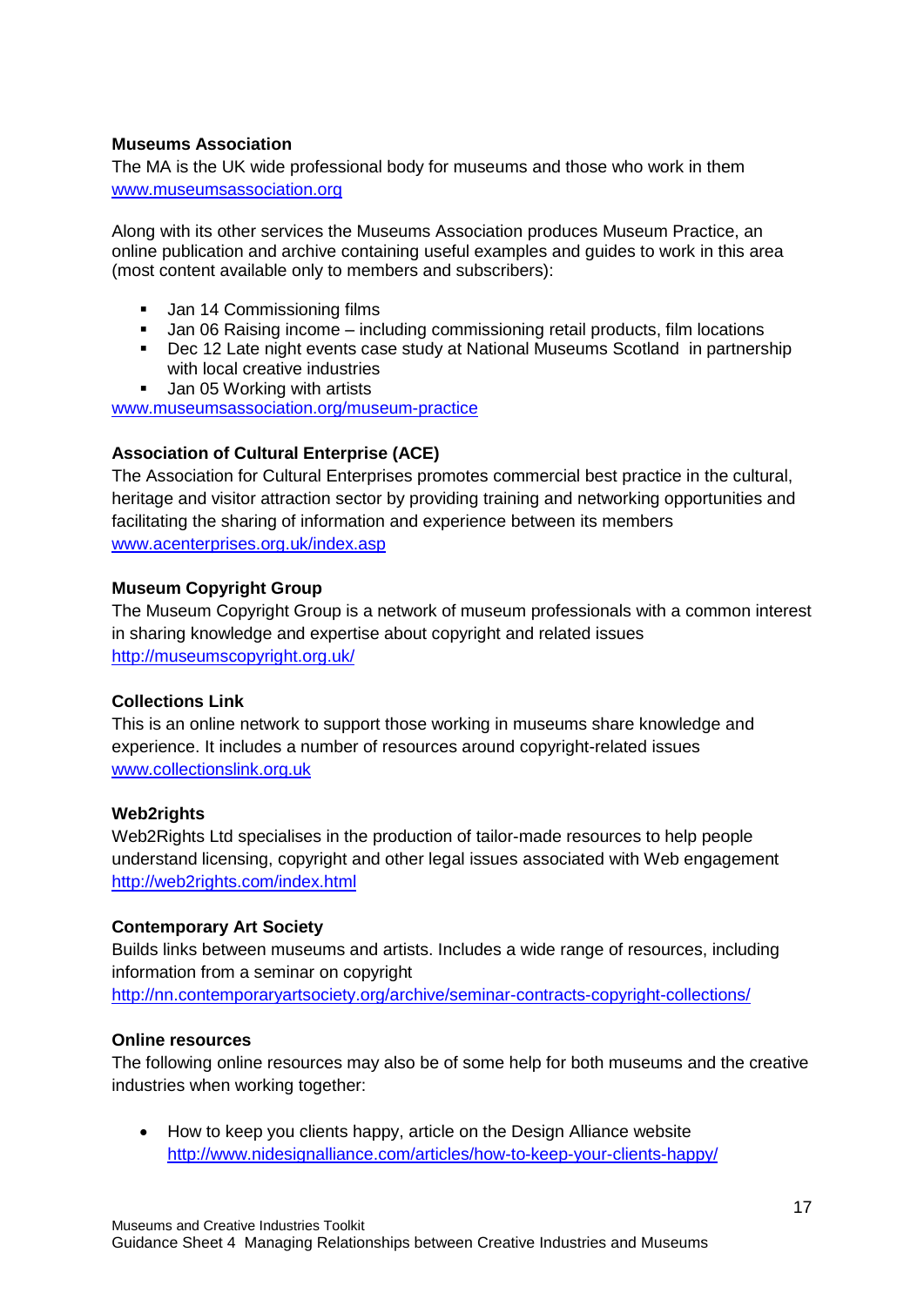**Museums Association**

The MA is the UK wide professional body for museums and those who work in them
www.museumsassociation.org

Along with its other services the Museums Association produces Museum Practice, an online publication and archive containing useful examples and guides to work in this area (most content available only to members and subscribers):

- Jan 14 Commissioning films
- Jan 06 Raising income – including commissioning retail products, film locations
- Dec 12 Late night events case study at National Museums Scotland in partnership with local creative industries
- Jan 05 Working with artists

www.museumsassociation.org/museum-practice

**Association of Cultural Enterprise (ACE)**

The Association for Cultural Enterprises promotes commercial best practice in the cultural, heritage and visitor attraction sector by providing training and networking opportunities and facilitating the sharing of information and experience between its members
www.acenterprises.org.uk/index.asp

**Museum Copyright Group**

The Museum Copyright Group is a network of museum professionals with a common interest in sharing knowledge and expertise about copyright and related issues
http://museumscopyright.org.uk/

**Collections Link**

This is an online network to support those working in museums share knowledge and experience. It includes a number of resources around copyright-related issues
www.collectionslink.org.uk

**Web2rights**

Web2Rights Ltd specialises in the production of tailor-made resources to help people understand licensing, copyright and other legal issues associated with Web engagement
http://web2rights.com/index.html

**Contemporary Art Society**

Builds links between museums and artists. Includes a wide range of resources, including information from a seminar on copyright
http://nn.contemporaryartsociety.org/archive/seminar-contracts-copyright-collections/

**Online resources**

The following online resources may also be of some help for both museums and the creative industries when working together:

- How to keep you clients happy, article on the Design Alliance website
  http://www.nidesignalliance.com/articles/how-to-keep-your-clients-happy/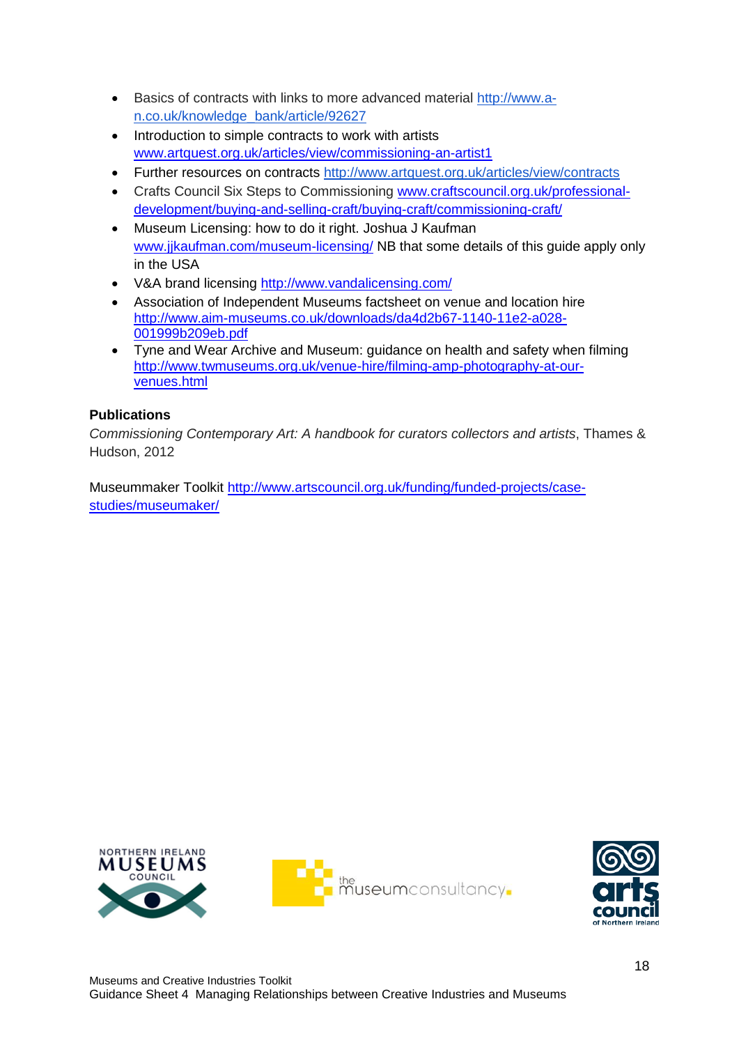- Basics of contracts with links to more advanced material http://www.a-n.co.uk/knowledge_bank/article/92627
- Introduction to simple contracts to work with artists www.artquest.org.uk/articles/view/commissioning-an-artist1
- Further resources on contracts http://www.artquest.org.uk/articles/view/contracts
- Crafts Council Six Steps to Commissioning www.craftscouncil.org.uk/professional-development/buying-and-selling-craft/buying-craft/commissioning-craft/
- Museum Licensing: how to do it right. Joshua J Kaufman www.jjkaufman.com/museum-licensing/ NB that some details of this guide apply only in the USA
- V&A brand licensing http://www.vandalicensing.com/
- Association of Independent Museums factsheet on venue and location hire http://www.aim-museums.co.uk/downloads/da4d2b67-1140-11e2-a028-001999b209eb.pdf
- Tyne and Wear Archive and Museum: guidance on health and safety when filming http://www.twmuseums.org.uk/venue-hire/filming-amp-photography-at-our-venues.html

**Publications**

*Commissioning Contemporary Art: A handbook for curators collectors and artists*, Thames & Hudson, 2012

Museummaker Toolkit http://www.artscouncil.org.uk/funding/funded-projects/case-studies/museumaker/